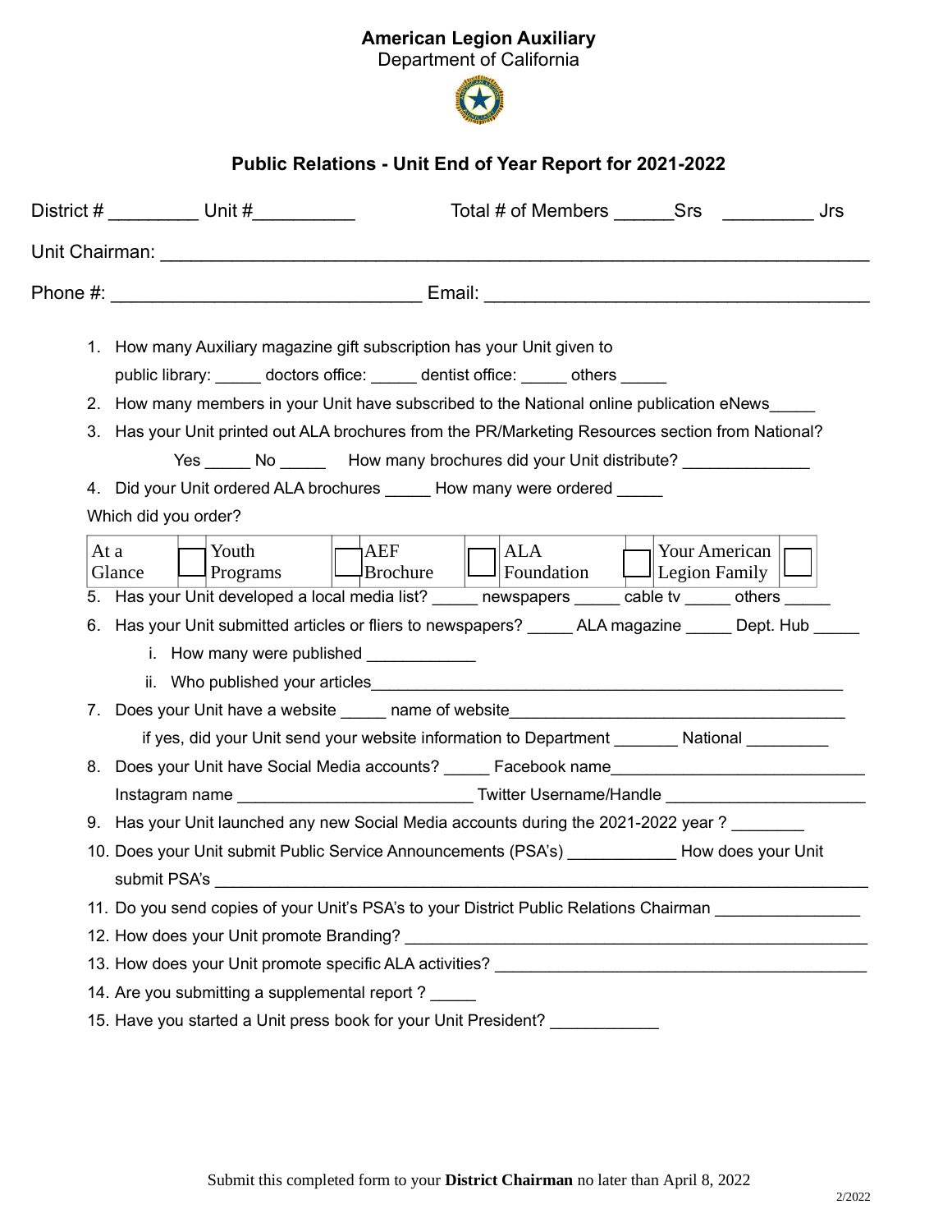**American Legion Auxiliary**
Department of California

## Public Relations - Unit End of Year Report for 2021-2022

District # _________ Unit #__________ Total # of Members ______Srs _________ Jrs

Unit Chairman: ______________________________________________________________________

Phone #: ______________________________ Email: _____________________________________

1. How many Auxiliary magazine gift subscription has your Unit given to
   public library: _____ doctors office: _____ dentist office: _____ others _____
2. How many members in your Unit have subscribed to the National online publication eNews_____
3. Has your Unit printed out ALA brochures from the PR/Marketing Resources section from National?
   Yes _____ No _____ How many brochures did your Unit distribute? ______________
4. Did your Unit ordered ALA brochures _____ How many were ordered _____

Which did you order?

| At a Glance | ☐ | Youth Programs | ☐ | AEF Brochure | ☐ | ALA Foundation | ☐ | Your American Legion Family | ☐ |
|---|---|---|---|---|---|---|---|---|---|

5. Has your Unit developed a local media list? _____ newspapers _____ cable tv _____ others _____
6. Has your Unit submitted articles or fliers to newspapers? _____ ALA magazine _____ Dept. Hub _____
   i. How many were published ____________
   ii. Who published your articles_____________________________________________________
7. Does your Unit have a website _____ name of website____________________________________
   if yes, did your Unit send your website information to Department _______ National _________
8. Does your Unit have Social Media accounts? _____ Facebook name___________________________
   Instagram name _________________________ Twitter Username/Handle _____________________
9. Has your Unit launched any new Social Media accounts during the 2021-2022 year ? ________
10. Does your Unit submit Public Service Announcements (PSA's) ____________ How does your Unit submit PSA's _______________________________________________________________________
11. Do you send copies of your Unit's PSA's to your District Public Relations Chairman ________________
12. How does your Unit promote Branding? ____________________________________________________
13. How does your Unit promote specific ALA activities? _________________________________________
14. Are you submitting a supplemental report ? _____
15. Have you started a Unit press book for your Unit President? ____________

Submit this completed form to your **District Chairman** no later than April 8, 2022

2/2022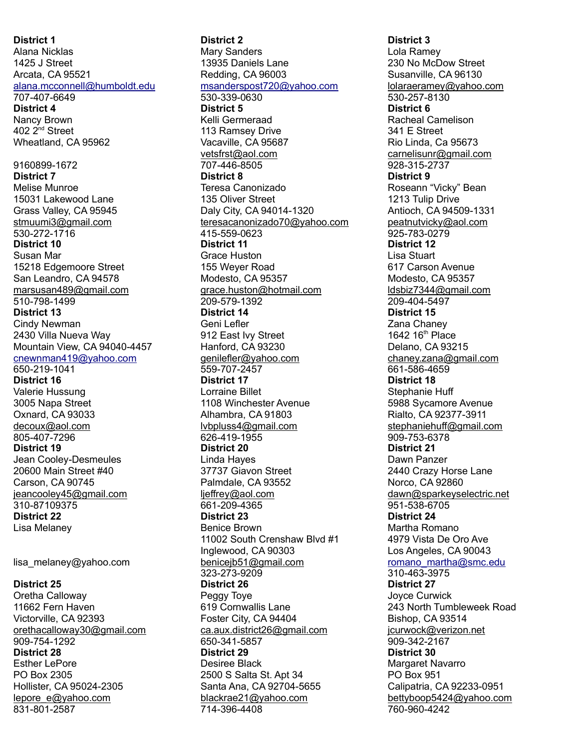**District 1**
Alana Nicklas
1425 J Street
Arcata, CA 95521
alana.mcconnell@humboldt.edu
707-407-6649

**District 2**
Mary Sanders
13935 Daniels Lane
Redding, CA 96003
msanderspost720@yahoo.com
530-339-0630

**District 3**
Lola Ramey
230 No McDow Street
Susanville, CA 96130
lolaraeramey@yahoo.com
530-257-8130

**District 4**
Nancy Brown
402 2nd Street
Wheatland, CA 95962

9160899-1672

**District 5**
Kelli Germeraad
113 Ramsey Drive
Vacaville, CA 95687
vetsfrst@aol.com
707-446-8505

**District 6**
Racheal Camelison
341 E Street
Rio Linda, Ca 95673
carnelisunr@gmail.com
928-315-2737

**District 7**
Melise Munroe
15031 Lakewood Lane
Grass Valley, CA 95945
stmuumi3@gmail.com
530-272-1716

**District 8**
Teresa Canonizado
135 Oliver Street
Daly City, CA 94014-1320
teresacanonizado70@yahoo.com
415-559-0623

**District 9**
Roseann "Vicky" Bean
1213 Tulip Drive
Antioch, CA 94509-1331
peatnutvicky@aol.com
925-783-0279

**District 10**
Susan Mar
15218 Edgemoore Street
San Leandro, CA 94578
marsusan489@gmail.com
510-798-1499

**District 11**
Grace Huston
155 Weyer Road
Modesto, CA 95357
grace.huston@hotmail.com
209-579-1392

**District 12**
Lisa Stuart
617 Carson Avenue
Modesto, CA 95357
ldsbiz7344@gmail.com
209-404-5497

**District 13**
Cindy Newman
2430 Villa Nueva Way
Mountain View, CA 94040-4457
cnewnman419@yahoo.com
650-219-1041

**District 14**
Geni Lefler
912 East Ivy Street
Hanford, CA 93230
genilefler@yahoo.com
559-707-2457

**District 15**
Zana Chaney
1642 16th Place
Delano, CA 93215
chaney.zana@gmail.com
661-586-4659

**District 16**
Valerie Hussung
3005 Napa Street
Oxnard, CA 93033
decoux@aol.com
805-407-7296

**District 17**
Lorraine Billet
1108 Winchester Avenue
Alhambra, CA 91803
lvbpluss4@gmail.com
626-419-1955

**District 18**
Stephanie Huff
5988 Sycamore Avenue
Rialto, CA 92377-3911
stephaniehuff@gmail.com
909-753-6378

**District 19**
Jean Cooley-Desmeules
20600 Main Street #40
Carson, CA 90745
jeancooley45@gmail.com
310-87109375

**District 20**
Linda Hayes
37737 Giavon Street
Palmdale, CA 93552
ljeffrey@aol.com
661-209-4365

**District 21**
Dawn Panzer
2440 Crazy Horse Lane
Norco, CA 92860
dawn@sparkeyselectric.net
951-538-6705

**District 22**
Lisa Melaney

lisa_melaney@yahoo.com

**District 23**
Benice Brown
11002 South Crenshaw Blvd #1
Inglewood, CA 90303
benicejb51@gmail.com
323-273-9209

**District 24**
Martha Romano
4979 Vista De Oro Ave
Los Angeles, CA 90043
romano_martha@smc.edu
310-463-3975

**District 25**
Oretha Calloway
11662 Fern Haven
Victorville, CA 92393
orethacalloway30@gmail.com
909-754-1292

**District 26**
Peggy Toye
619 Cornwallis Lane
Foster City, CA 94404
ca.aux.district26@gmail.com
650-341-5857

**District 27**
Joyce Curwick
243 North Tumbleweek Road
Bishop, CA 93514
jcurwock@verizon.net
909-342-2167

**District 28**
Esther LePore
PO Box 2305
Hollister, CA 95024-2305
lepore_e@yahoo.com
831-801-2587

**District 29**
Desiree Black
2500 S Salta St. Apt 34
Santa Ana, CA 92704-5655
blackrae21@yahoo.com
714-396-4408

**District 30**
Margaret Navarro
PO Box 951
Calipatria, CA 92233-0951
bettyboop5424@yahoo.com
760-960-4242